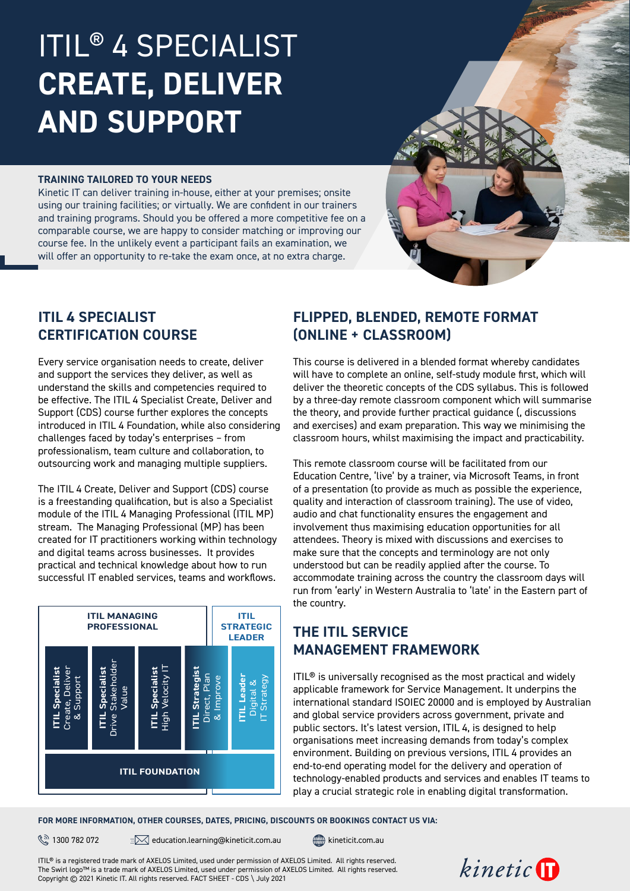# ITIL® 4 SPECIALIST **CREATE, DELIVER AND SUPPORT**

**TRAINING TAILORED TO YOUR NEEDS**

Kinetic IT can deliver training in-house, either at your premises; onsite using our training facilities; or virtually. We are confident in our trainers and training programs. Should you be offered a more competitive fee on a comparable course, we are happy to consider matching or improving our course fee. In the unlikely event a participant fails an examination, we will offer an opportunity to re-take the exam once, at no extra charge.

## ITIL 4 SPECIALIST CERTIFICATION COURSE

Every service organisation needs to create, deliver and support the services they deliver, as well as understand the skills and competencies required to be effective. The ITIL 4 Specialist Create, Deliver and Support (CDS) course further explores the concepts introduced in ITIL 4 Foundation, while also considering challenges faced by today's enterprises – from professionalism, team culture and collaboration, to outsourcing work and managing multiple suppliers.

The ITIL 4 Create, Deliver and Support (CDS) course is a freestanding qualification, but is also a Specialist module of the ITIL 4 Managing Professional (ITIL MP) stream. The Managing Professional (MP) has been created for IT practitioners working within technology and digital teams across businesses. It provides practical and technical knowledge about how to run successful IT enabled services, teams and workflows.

| ITIL MANAGING PROFESSIONAL | | | | ITIL STRATEGIC LEADER |
|---|---|---|---|---|
| **ITIL Specialist** Create, Deliver & Support | **ITIL Specialist** Drive Stakeholder Value | **ITIL Specialist** High Velocity IT | **ITIL Strategist** Direct, Plan & Improve | **ITIL Leader** Digital & IT Strategy |
| **ITIL FOUNDATION** | | | | |

## FLIPPED, BLENDED, REMOTE FORMAT (ONLINE + CLASSROOM)

This course is delivered in a blended format whereby candidates will have to complete an online, self-study module first, which will deliver the theoretic concepts of the CDS syllabus. This is followed by a three-day remote classroom component which will summarise the theory, and provide further practical guidance (, discussions and exercises) and exam preparation. This way we minimising the classroom hours, whilst maximising the impact and practicability.

This remote classroom course will be facilitated from our Education Centre, 'live' by a trainer, via Microsoft Teams, in front of a presentation (to provide as much as possible the experience, quality and interaction of classroom training). The use of video, audio and chat functionality ensures the engagement and involvement thus maximising education opportunities for all attendees. Theory is mixed with discussions and exercises to make sure that the concepts and terminology are not only understood but can be readily applied after the course. To accommodate training across the country the classroom days will run from 'early' in Western Australia to 'late' in the Eastern part of the country.

## THE ITIL SERVICE MANAGEMENT FRAMEWORK

ITIL® is universally recognised as the most practical and widely applicable framework for Service Management. It underpins the international standard ISOIEC 20000 and is employed by Australian and global service providers across government, private and public sectors. It's latest version, ITIL 4, is designed to help organisations meet increasing demands from today's complex environment. Building on previous versions, ITIL 4 provides an end-to-end operating model for the delivery and operation of technology-enabled products and services and enables IT teams to play a crucial strategic role in enabling digital transformation.

**FOR MORE INFORMATION, OTHER COURSES, DATES, PRICING, DISCOUNTS OR BOOKINGS CONTACT US VIA:**

1300 782 072 | education.learning@kineticit.com.au | kineticit.com.au

ITIL® is a registered trade mark of AXELOS Limited, used under permission of AXELOS Limited. All rights reserved.
The Swirl logo™ is a trade mark of AXELOS Limited, used under permission of AXELOS Limited. All rights reserved.
Copyright © 2021 Kinetic IT. All rights reserved. FACT SHEET - CDS \ July 2021

kinetic IT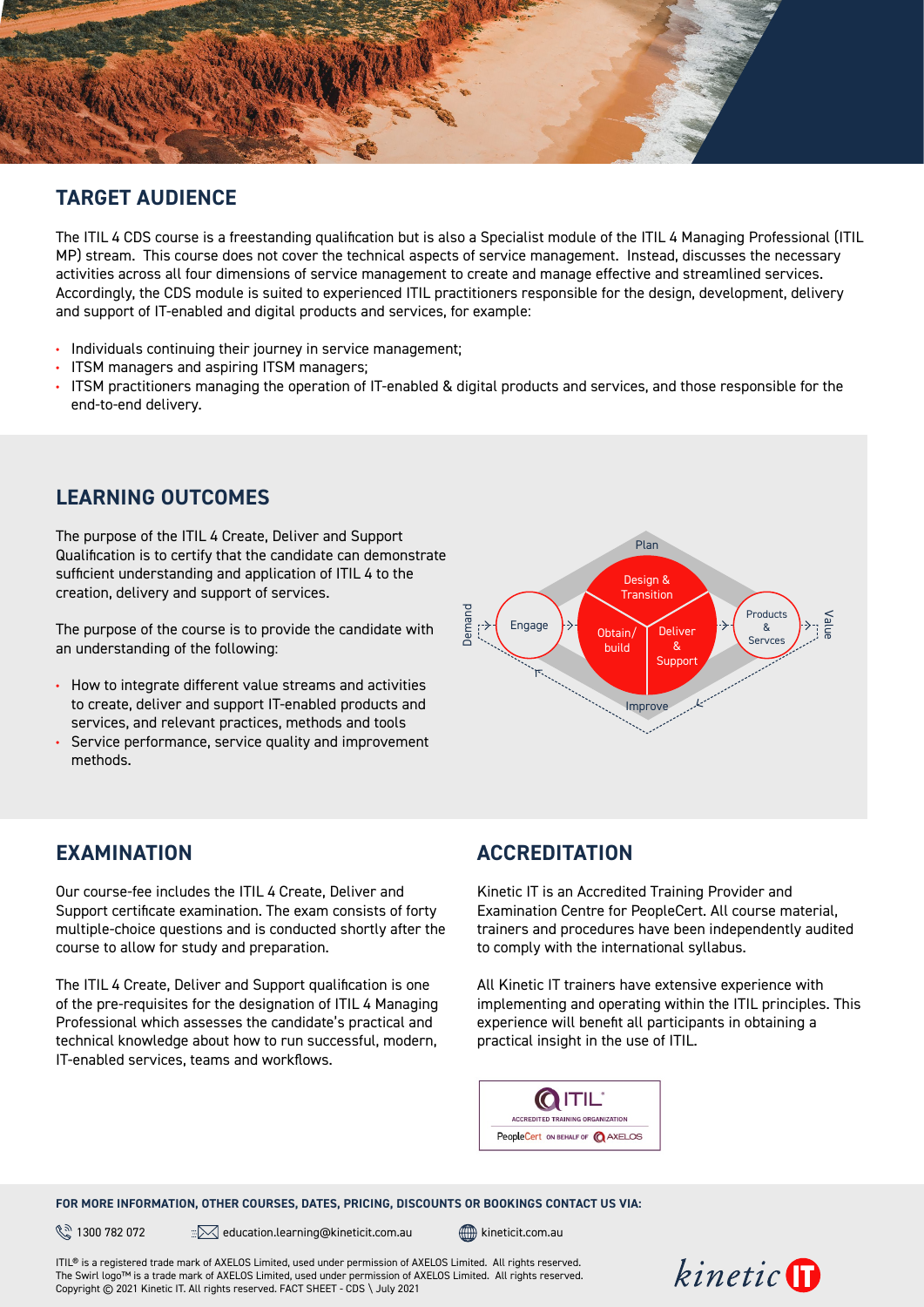## TARGET AUDIENCE

The ITIL 4 CDS course is a freestanding qualification but is also a Specialist module of the ITIL 4 Managing Professional (ITIL MP) stream. This course does not cover the technical aspects of service management. Instead, discusses the necessary activities across all four dimensions of service management to create and manage effective and streamlined services. Accordingly, the CDS module is suited to experienced ITIL practitioners responsible for the design, development, delivery and support of IT-enabled and digital products and services, for example:

- Individuals continuing their journey in service management;
- ITSM managers and aspiring ITSM managers;
- ITSM practitioners managing the operation of IT-enabled & digital products and services, and those responsible for the end-to-end delivery.

## LEARNING OUTCOMES

The purpose of the ITIL 4 Create, Deliver and Support Qualification is to certify that the candidate can demonstrate sufficient understanding and application of ITIL 4 to the creation, delivery and support of services.

The purpose of the course is to provide the candidate with an understanding of the following:

- How to integrate different value streams and activities to create, deliver and support IT-enabled products and services, and relevant practices, methods and tools
- Service performance, service quality and improvement methods.

Plan
Design & Transition
Demand
Engage
Obtain/ build
Deliver & Support
Products & Servces
Value
Improve

## EXAMINATION

Our course-fee includes the ITIL 4 Create, Deliver and Support certificate examination. The exam consists of forty multiple-choice questions and is conducted shortly after the course to allow for study and preparation.

The ITIL 4 Create, Deliver and Support qualification is one of the pre-requisites for the designation of ITIL 4 Managing Professional which assesses the candidate's practical and technical knowledge about how to run successful, modern, IT-enabled services, teams and workflows.

## ACCREDITATION

Kinetic IT is an Accredited Training Provider and Examination Centre for PeopleCert. All course material, trainers and procedures have been independently audited to comply with the international syllabus.

All Kinetic IT trainers have extensive experience with implementing and operating within the ITIL principles. This experience will benefit all participants in obtaining a practical insight in the use of ITIL.

ITIL®
ACCREDITED TRAINING ORGANIZATION
PeopleCert ON BEHALF OF AXELOS

**FOR MORE INFORMATION, OTHER COURSES, DATES, PRICING, DISCOUNTS OR BOOKINGS CONTACT US VIA:**

1300 782 072 | education.learning@kineticit.com.au | kineticit.com.au

ITIL® is a registered trade mark of AXELOS Limited, used under permission of AXELOS Limited. All rights reserved.
The Swirl logo™ is a trade mark of AXELOS Limited, used under permission of AXELOS Limited. All rights reserved.
Copyright © 2021 Kinetic IT. All rights reserved. FACT SHEET - CDS \ July 2021

kinetic IT